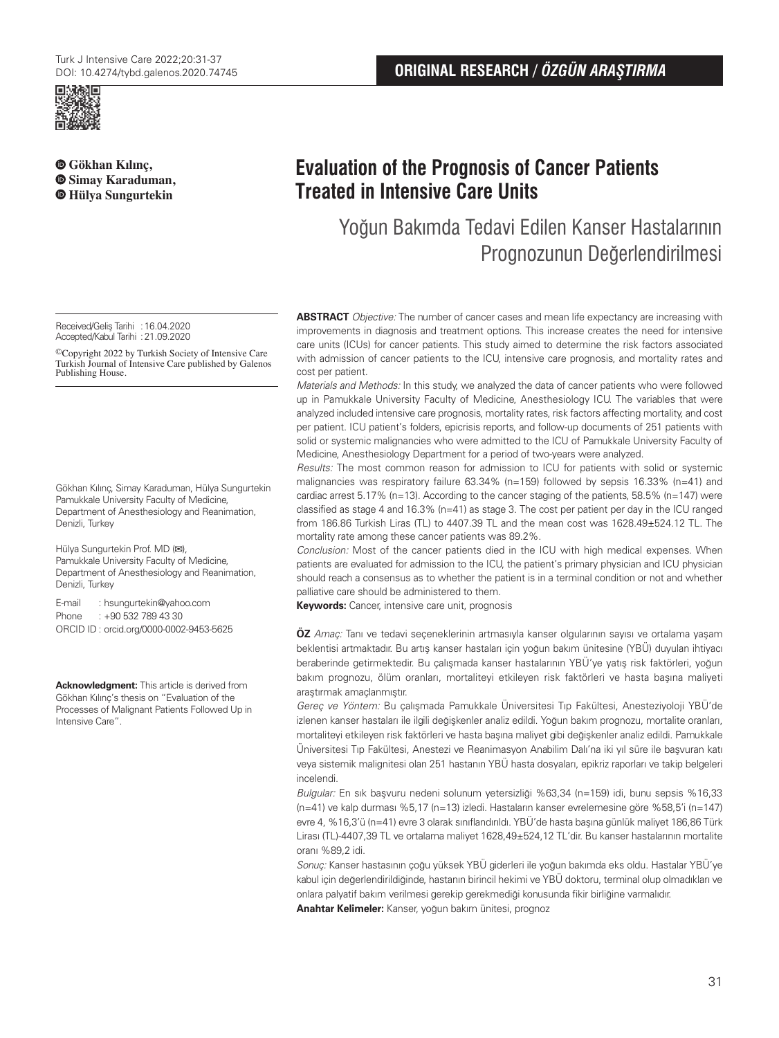ORIGINAL RESEARCH / *ÖZGÜN ARAŞTIRMA*

**Gökhan Kılınç,**
**Simay Karaduman,**
**Hülya Sungurtekin**

# Evaluation of the Prognosis of Cancer Patients Treated in Intensive Care Units

## Yoğun Bakımda Tedavi Edilen Kanser Hastalarının Prognozunun Değerlendirilmesi

Received/Geliş Tarihi : 16.04.2020
Accepted/Kabul Tarihi : 21.09.2020

©Copyright 2022 by Turkish Society of Intensive Care
Turkish Journal of Intensive Care published by Galenos Publishing House.

Gökhan Kılınç, Simay Karaduman, Hülya Sungurtekin
Pamukkale University Faculty of Medicine, Department of Anesthesiology and Reanimation, Denizli, Turkey

Hülya Sungurtekin Prof. MD (✉),
Pamukkale University Faculty of Medicine, Department of Anesthesiology and Reanimation, Denizli, Turkey

E-mail : hsungurtekin@yahoo.com
Phone : +90 532 789 43 30
ORCID ID : orcid.org/0000-0002-9453-5625

**Acknowledgment:** This article is derived from Gökhan Kılınç's thesis on "Evaluation of the Processes of Malignant Patients Followed Up in Intensive Care".

**ABSTRACT** *Objective:* The number of cancer cases and mean life expectancy are increasing with improvements in diagnosis and treatment options. This increase creates the need for intensive care units (ICUs) for cancer patients. This study aimed to determine the risk factors associated with admission of cancer patients to the ICU, intensive care prognosis, and mortality rates and cost per patient.

*Materials and Methods:* In this study, we analyzed the data of cancer patients who were followed up in Pamukkale University Faculty of Medicine, Anesthesiology ICU. The variables that were analyzed included intensive care prognosis, mortality rates, risk factors affecting mortality, and cost per patient. ICU patient's folders, epicrisis reports, and follow-up documents of 251 patients with solid or systemic malignancies who were admitted to the ICU of Pamukkale University Faculty of Medicine, Anesthesiology Department for a period of two-years were analyzed.

*Results:* The most common reason for admission to ICU for patients with solid or systemic malignancies was respiratory failure 63.34% (n=159) followed by sepsis 16.33% (n=41) and cardiac arrest 5.17% (n=13). According to the cancer staging of the patients, 58.5% (n=147) were classified as stage 4 and 16.3% (n=41) as stage 3. The cost per patient per day in the ICU ranged from 186.86 Turkish Liras (TL) to 4407.39 TL and the mean cost was 1628.49±524.12 TL. The mortality rate among these cancer patients was 89.2%.

*Conclusion:* Most of the cancer patients died in the ICU with high medical expenses. When patients are evaluated for admission to the ICU, the patient's primary physician and ICU physician should reach a consensus as to whether the patient is in a terminal condition or not and whether palliative care should be administered to them.

**Keywords:** Cancer, intensive care unit, prognosis

**ÖZ** *Amaç:* Tanı ve tedavi seçeneklerinin artmasıyla kanser olgularının sayısı ve ortalama yaşam beklentisi artmaktadır. Bu artış kanser hastaları için yoğun bakım ünitesine (YBÜ) duyulan ihtiyacı beraberinde getirmektedir. Bu çalışmada kanser hastalarının YBÜ'ye yatış risk faktörleri, yoğun bakım prognozu, ölüm oranları, mortaliteyi etkileyen risk faktörleri ve hasta başına maliyeti araştırmak amaçlanmıştır.

*Gereç ve Yöntem:* Bu çalışmada Pamukkale Üniversitesi Tıp Fakültesi, Anesteziyoloji YBÜ'de izlenen kanser hastaları ile ilgili değişkenler analiz edildi. Yoğun bakım prognozu, mortalite oranları, mortaliteyi etkileyen risk faktörleri, yoğun bakım prognozu, mortalite oranları, mortaliteyi etkileyen risk faktörleri ve hasta başına maliyet gibi değişkenler analiz edildi. Pamukkale Üniversitesi Tıp Fakültesi, Anestezi ve Reanimasyon Anabilim Dalı'na iki yıl süre ile başvuran katı veya sistemik malignitesi olan 251 hastanın YBÜ hasta dosyaları, epikriz raporları ve takip belgeleri incelendi.

*Bulgular:* En sık başvuru nedeni solunum yetersizliği %63,34 (n=159) idi, bunu sepsis %16,33 (n=41) ve kalp durması %5,17 (n=13) izledi. Hastaların kanser evrelemesine göre %58,5'i (n=147) evre 4, %16,3'ü (n=41) evre 3 olarak sınıflandırıldı. YBÜ'de hasta başına günlük maliyet 186,86 Türk Lirası (TL)-4407,39 TL ve ortalama maliyet 1628,49±524,12 TL'dir. Bu kanser hastalarının mortalite oranı %89,2 idi.

*Sonuç:* Kanser hastasının çoğu yüksek YBÜ giderleri ile yoğun bakımda eks oldu. Hastalar YBÜ'ye kabul için değerlendirildiğinde, hastanın birincil hekimi ve YBÜ doktoru, terminal olup olmadıkları ve onlara palyatif bakım verilmesi gerekip gerekmediği konusunda fikir birliğine varmalıdır.

**Anahtar Kelimeler:** Kanser, yoğun bakım ünitesi, prognoz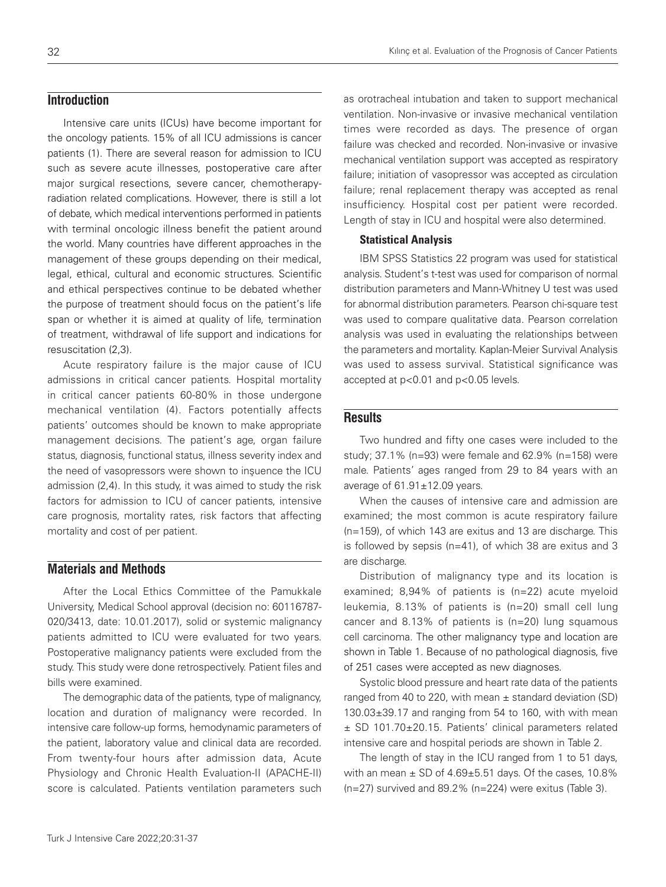## Introduction

Intensive care units (ICUs) have become important for the oncology patients. 15% of all ICU admissions is cancer patients (1). There are several reason for admission to ICU such as severe acute illnesses, postoperative care after major surgical resections, severe cancer, chemotherapy-radiation related complications. However, there is still a lot of debate, which medical interventions performed in patients with terminal oncologic illness benefit the patient around the world. Many countries have different approaches in the management of these groups depending on their medical, legal, ethical, cultural and economic structures. Scientific and ethical perspectives continue to be debated whether the purpose of treatment should focus on the patient's life span or whether it is aimed at quality of life, termination of treatment, withdrawal of life support and indications for resuscitation (2,3).

Acute respiratory failure is the major cause of ICU admissions in critical cancer patients. Hospital mortality in critical cancer patients 60-80% in those undergone mechanical ventilation (4). Factors potentially affects patients' outcomes should be known to make appropriate management decisions. The patient's age, organ failure status, diagnosis, functional status, illness severity index and the need of vasopressors were shown to inşuence the ICU admission (2,4). In this study, it was aimed to study the risk factors for admission to ICU of cancer patients, intensive care prognosis, mortality rates, risk factors that affecting mortality and cost of per patient.

## Materials and Methods

After the Local Ethics Committee of the Pamukkale University, Medical School approval (decision no: 60116787-020/3413, date: 10.01.2017), solid or systemic malignancy patients admitted to ICU were evaluated for two years. Postoperative malignancy patients were excluded from the study. This study were done retrospectively. Patient files and bills were examined.

The demographic data of the patients, type of malignancy, location and duration of malignancy were recorded. In intensive care follow-up forms, hemodynamic parameters of the patient, laboratory value and clinical data are recorded. From twenty-four hours after admission data, Acute Physiology and Chronic Health Evaluation-II (APACHE-II) score is calculated. Patients ventilation parameters such as orotracheal intubation and taken to support mechanical ventilation. Non-invasive or invasive mechanical ventilation times were recorded as days. The presence of organ failure was checked and recorded. Non-invasive or invasive mechanical ventilation support was accepted as respiratory failure; initiation of vasopressor was accepted as circulation failure; renal replacement therapy was accepted as renal insufficiency. Hospital cost per patient were recorded. Length of stay in ICU and hospital were also determined.

### Statistical Analysis

IBM SPSS Statistics 22 program was used for statistical analysis. Student's t-test was used for comparison of normal distribution parameters and Mann-Whitney U test was used for abnormal distribution parameters. Pearson chi-square test was used to compare qualitative data. Pearson correlation analysis was used in evaluating the relationships between the parameters and mortality. Kaplan-Meier Survival Analysis was used to assess survival. Statistical significance was accepted at $p<0.01$ and $p<0.05$ levels.

## Results

Two hundred and fifty one cases were included to the study; 37.1% (n=93) were female and 62.9% (n=158) were male. Patients' ages ranged from 29 to 84 years with an average of $61.91\pm12.09$ years.

When the causes of intensive care and admission are examined; the most common is acute respiratory failure (n=159), of which 143 are exitus and 13 are discharge. This is followed by sepsis (n=41), of which 38 are exitus and 3 are discharge.

Distribution of malignancy type and its location is examined; 8,94% of patients is (n=22) acute myeloid leukemia, 8.13% of patients is (n=20) small cell lung cancer and 8.13% of patients is (n=20) lung squamous cell carcinoma. The other malignancy type and location are shown in Table 1. Because of no pathological diagnosis, five of 251 cases were accepted as new diagnoses.

Systolic blood pressure and heart rate data of the patients ranged from 40 to 220, with mean ± standard deviation (SD) $130.03\pm39.17$ and ranging from 54 to 160, with with mean ± SD $101.70\pm20.15$. Patients' clinical parameters related intensive care and hospital periods are shown in Table 2.

The length of stay in the ICU ranged from 1 to 51 days, with an mean ± SD of $4.69\pm5.51$ days. Of the cases, 10.8% (n=27) survived and 89.2% (n=224) were exitus (Table 3).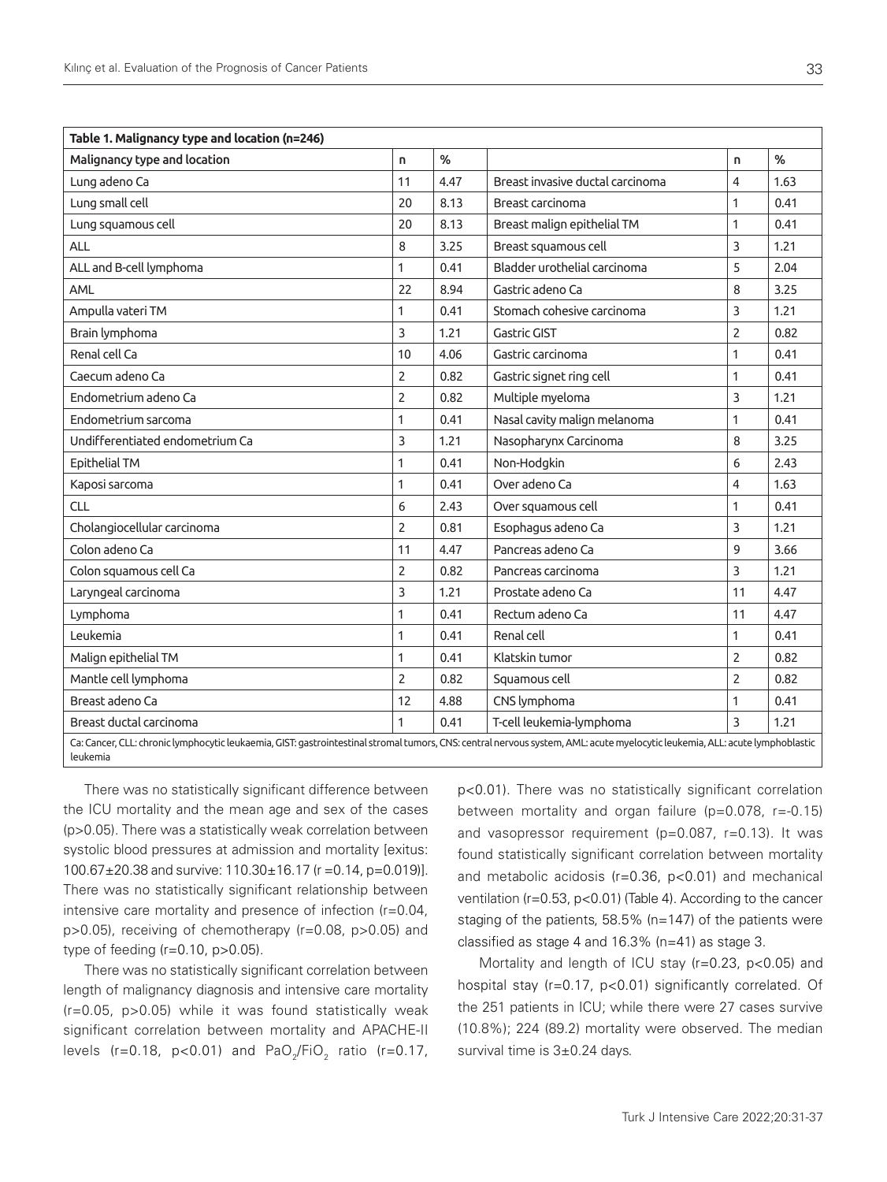| **Table 1. Malignancy type and location (n=246)** | | | | | |
|---|---|---|---|---|---|
| **Malignancy type and location** | **n** | **%** | | **n** | **%** |
| Lung adeno Ca | 11 | 4.47 | Breast invasive ductal carcinoma | 4 | 1.63 |
| Lung small cell | 20 | 8.13 | Breast carcinoma | 1 | 0.41 |
| Lung squamous cell | 20 | 8.13 | Breast malign epithelial TM | 1 | 0.41 |
| ALL | 8 | 3.25 | Breast squamous cell | 3 | 1.21 |
| ALL and B-cell lymphoma | 1 | 0.41 | Bladder urothelial carcinoma | 5 | 2.04 |
| AML | 22 | 8.94 | Gastric adeno Ca | 8 | 3.25 |
| Ampulla vateri TM | 1 | 0.41 | Stomach cohesive carcinoma | 3 | 1.21 |
| Brain lymphoma | 3 | 1.21 | Gastric GIST | 2 | 0.82 |
| Renal cell Ca | 10 | 4.06 | Gastric carcinoma | 1 | 0.41 |
| Caecum adeno Ca | 2 | 0.82 | Gastric signet ring cell | 1 | 0.41 |
| Endometrium adeno Ca | 2 | 0.82 | Multiple myeloma | 3 | 1.21 |
| Endometrium sarcoma | 1 | 0.41 | Nasal cavity malign melanoma | 1 | 0.41 |
| Undifferentiated endometrium Ca | 3 | 1.21 | Nasopharynx Carcinoma | 8 | 3.25 |
| Epithelial TM | 1 | 0.41 | Non-Hodgkin | 6 | 2.43 |
| Kaposi sarcoma | 1 | 0.41 | Over adeno Ca | 4 | 1.63 |
| CLL | 6 | 2.43 | Over squamous cell | 1 | 0.41 |
| Cholangiocellular carcinoma | 2 | 0.81 | Esophagus adeno Ca | 3 | 1.21 |
| Colon adeno Ca | 11 | 4.47 | Pancreas adeno Ca | 9 | 3.66 |
| Colon squamous cell Ca | 2 | 0.82 | Pancreas carcinoma | 3 | 1.21 |
| Laryngeal carcinoma | 3 | 1.21 | Prostate adeno Ca | 11 | 4.47 |
| Lymphoma | 1 | 0.41 | Rectum adeno Ca | 11 | 4.47 |
| Leukemia | 1 | 0.41 | Renal cell | 1 | 0.41 |
| Malign epithelial TM | 1 | 0.41 | Klatskin tumor | 2 | 0.82 |
| Mantle cell lymphoma | 2 | 0.82 | Squamous cell | 2 | 0.82 |
| Breast adeno Ca | 12 | 4.88 | CNS lymphoma | 1 | 0.41 |
| Breast ductal carcinoma | 1 | 0.41 | T-cell leukemia-lymphoma | 3 | 1.21 |

Ca: Cancer, CLL: chronic lymphocytic leukaemia, GIST: gastrointestinal stromal tumors, CNS: central nervous system, AML: acute myelocytic leukemia, ALL: acute lymphoblastic leukemia

There was no statistically significant difference between the ICU mortality and the mean age and sex of the cases ($p>0.05$). There was a statistically weak correlation between systolic blood pressures at admission and mortality [exitus: 100.67±20.38 and survive: 110.30±16.17 ($r=0.14$, $p=0.019$)]. There was no statistically significant relationship between intensive care mortality and presence of infection ($r=0.04$, $p>0.05$), receiving of chemotherapy ($r=0.08$, $p>0.05$) and type of feeding ($r=0.10$, $p>0.05$).

There was no statistically significant correlation between length of malignancy diagnosis and intensive care mortality ($r=0.05$, $p>0.05$) while it was found statistically weak significant correlation between mortality and APACHE-II levels ($r=0.18$, $p<0.01$) and $PaO_2/FiO_2$ ratio ($r=0.17$, $p<0.01$). There was no statistically significant correlation between mortality and organ failure ($p=0.078$, $r=-0.15$) and vasopressor requirement ($p=0.087$, $r=0.13$). It was found statistically significant correlation between mortality and metabolic acidosis ($r=0.36$, $p<0.01$) and mechanical ventilation ($r=0.53$, $p<0.01$) (Table 4). According to the cancer staging of the patients, 58.5% (n=147) of the patients were classified as stage 4 and 16.3% (n=41) as stage 3.

Mortality and length of ICU stay ($r=0.23$, $p<0.05$) and hospital stay ($r=0.17$, $p<0.01$) significantly correlated. Of the 251 patients in ICU; while there were 27 cases survive (10.8%); 224 (89.2) mortality were observed. The median survival time is 3±0.24 days.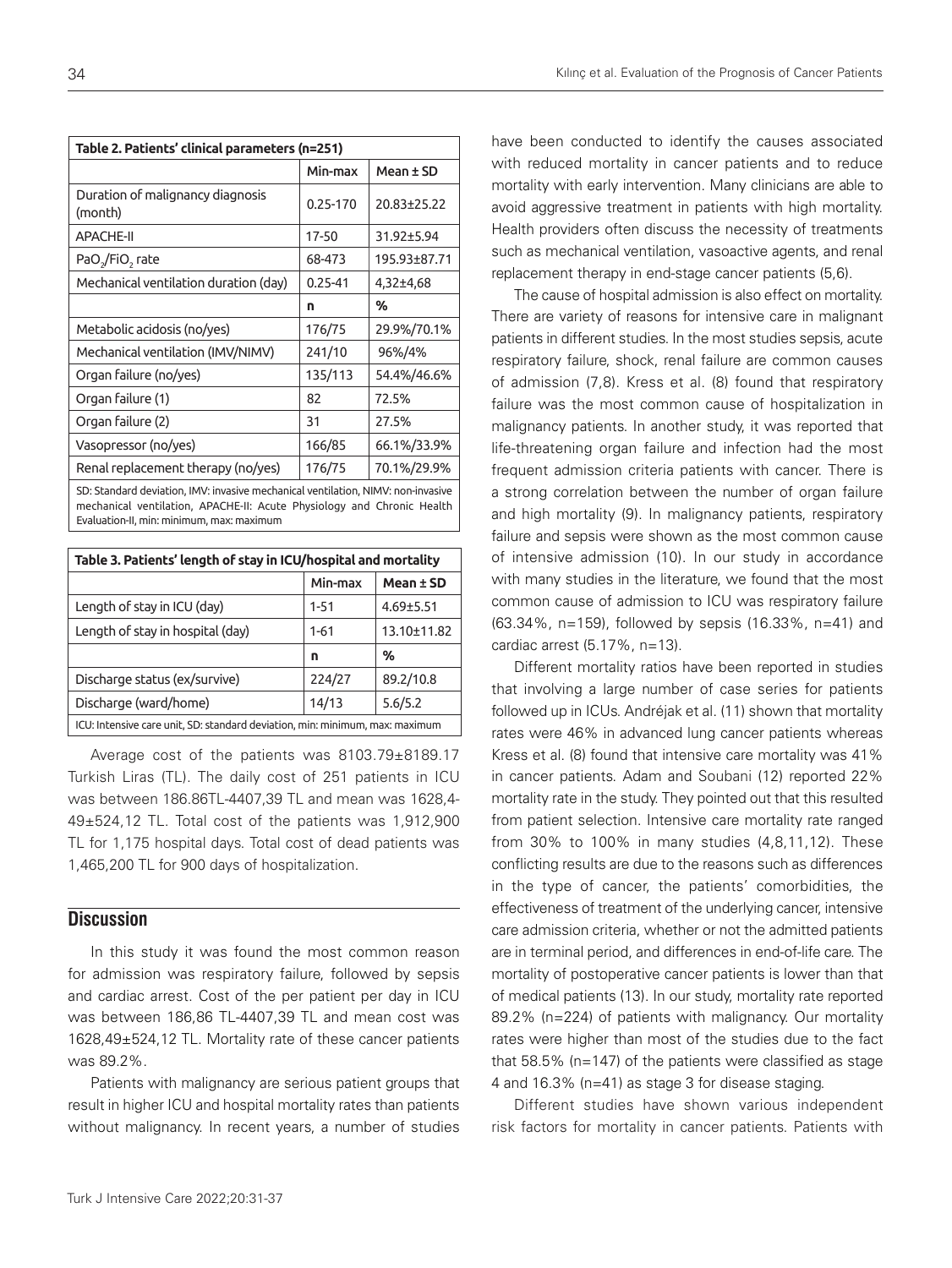| Table 2. Patients' clinical parameters (n=251) | | |
|---|---|---|
| | Min-max | Mean ± SD |
| Duration of malignancy diagnosis (month) | 0.25-170 | 20.83±25.22 |
| APACHE-II | 17-50 | 31.92±5.94 |
| $PaO_2/FiO_2$ rate | 68-473 | 195.93±87.71 |
| Mechanical ventilation duration (day) | 0.25-41 | 4,32±4,68 |
| | n | % |
| Metabolic acidosis (no/yes) | 176/75 | 29.9%/70.1% |
| Mechanical ventilation (IMV/NIMV) | 241/10 | 96%/4% |
| Organ failure (no/yes) | 135/113 | 54.4%/46.6% |
| Organ failure (1) | 82 | 72.5% |
| Organ failure (2) | 31 | 27.5% |
| Vasopressor (no/yes) | 166/85 | 66.1%/33.9% |
| Renal replacement therapy (no/yes) | 176/75 | 70.1%/29.9% |

SD: Standard deviation, IMV: invasive mechanical ventilation, NIMV: non-invasive mechanical ventilation, APACHE-II: Acute Physiology and Chronic Health Evaluation-II, min: minimum, max: maximum

| Table 3. Patients' length of stay in ICU/hospital and mortality | | |
|---|---|---|
| | Min-max | Mean ± SD |
| Length of stay in ICU (day) | 1-51 | 4.69±5.51 |
| Length of stay in hospital (day) | 1-61 | 13.10±11.82 |
| | n | % |
| Discharge status (ex/survive) | 224/27 | 89.2/10.8 |
| Discharge (ward/home) | 14/13 | 5.6/5.2 |

ICU: Intensive care unit, SD: standard deviation, min: minimum, max: maximum

Average cost of the patients was 8103.79±8189.17 Turkish Liras (TL). The daily cost of 251 patients in ICU was between 186.86TL-4407,39 TL and mean was 1628,4-49±524,12 TL. Total cost of the patients was 1,912,900 TL for 1,175 hospital days. Total cost of dead patients was 1,465,200 TL for 900 days of hospitalization.

## Discussion

In this study it was found the most common reason for admission was respiratory failure, followed by sepsis and cardiac arrest. Cost of the per patient per day in ICU was between 186,86 TL-4407,39 TL and mean cost was 1628,49±524,12 TL. Mortality rate of these cancer patients was 89.2%.

Patients with malignancy are serious patient groups that result in higher ICU and hospital mortality rates than patients without malignancy. In recent years, a number of studies have been conducted to identify the causes associated with reduced mortality in cancer patients and to reduce mortality with early intervention. Many clinicians are able to avoid aggressive treatment in patients with high mortality. Health providers often discuss the necessity of treatments such as mechanical ventilation, vasoactive agents, and renal replacement therapy in end-stage cancer patients (5,6).

The cause of hospital admission is also effect on mortality. There are variety of reasons for intensive care in malignant patients in different studies. In the most studies sepsis, acute respiratory failure, shock, renal failure are common causes of admission (7,8). Kress et al. (8) found that respiratory failure was the most common cause of hospitalization in malignancy patients. In another study, it was reported that life-threatening organ failure and infection had the most frequent admission criteria patients with cancer. There is a strong correlation between the number of organ failure and high mortality (9). In malignancy patients, respiratory failure and sepsis were shown as the most common cause of intensive admission (10). In our study in accordance with many studies in the literature, we found that the most common cause of admission to ICU was respiratory failure (63.34%, n=159), followed by sepsis (16.33%, n=41) and cardiac arrest (5.17%, n=13).

Different mortality ratios have been reported in studies that involving a large number of case series for patients followed up in ICUs. Andréjak et al. (11) shown that mortality rates were 46% in advanced lung cancer patients whereas Kress et al. (8) found that intensive care mortality was 41% in cancer patients. Adam and Soubani (12) reported 22% mortality rate in the study. They pointed out that this resulted from patient selection. Intensive care mortality rate ranged from 30% to 100% in many studies (4,8,11,12). These conflicting results are due to the reasons such as differences in the type of cancer, the patients' comorbidities, the effectiveness of treatment of the underlying cancer, intensive care admission criteria, whether or not the admitted patients are in terminal period, and differences in end-of-life care. The mortality of postoperative cancer patients is lower than that of medical patients (13). In our study, mortality rate reported 89.2% (n=224) of patients with malignancy. Our mortality rates were higher than most of the studies due to the fact that 58.5% (n=147) of the patients were classified as stage 4 and 16.3% (n=41) as stage 3 for disease staging.

Different studies have shown various independent risk factors for mortality in cancer patients. Patients with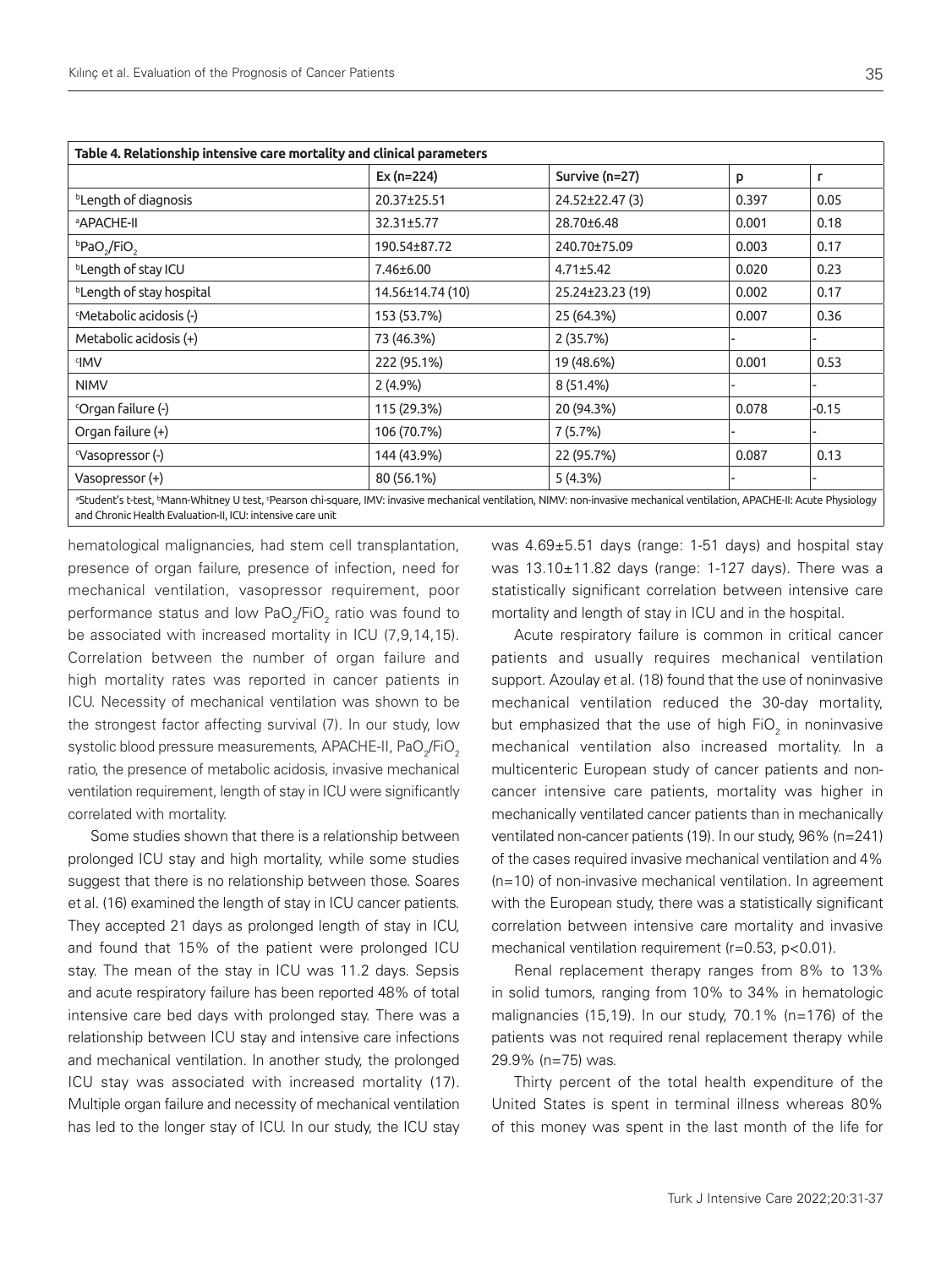**Table 4. Relationship intensive care mortality and clinical parameters**

| | Ex (n=224) | Survive (n=27) | p | r |
|---|---|---|---|---|
| [b]Length of diagnosis | 20.37±25.51 | 24.52±22.47 (3) | 0.397 | 0.05 |
| [a]APACHE-II | 32.31±5.77 | 28.70±6.48 | 0.001 | 0.18 |
| [b]$PaO_2/FiO_2$ | 190.54±87.72 | 240.70±75.09 | 0.003 | 0.17 |
| [b]Length of stay ICU | 7.46±6.00 | 4.71±5.42 | 0.020 | 0.23 |
| [b]Length of stay hospital | 14.56±14.74 (10) | 25.24±23.23 (19) | 0.002 | 0.17 |
| [c]Metabolic acidosis (-) | 153 (53.7%) | 25 (64.3%) | 0.007 | 0.36 |
| Metabolic acidosis (+) | 73 (46.3%) | 2 (35.7%) | - | - |
| [c]IMV | 222 (95.1%) | 19 (48.6%) | 0.001 | 0.53 |
| NIMV | 2 (4.9%) | 8 (51.4%) | - | - |
| [c]Organ failure (-) | 115 (29.3%) | 20 (94.3%) | 0.078 | -0.15 |
| Organ failure (+) | 106 (70.7%) | 7 (5.7%) | - | - |
| [c]Vasopressor (-) | 144 (43.9%) | 22 (95.7%) | 0.087 | 0.13 |
| Vasopressor (+) | 80 (56.1%) | 5 (4.3%) | - | - |

[a]Student's t-test, [b]Mann-Whitney U test, [c]Pearson chi-square, IMV: invasive mechanical ventilation, NIMV: non-invasive mechanical ventilation, APACHE-II: Acute Physiology and Chronic Health Evaluation-II, ICU: intensive care unit

hematological malignancies, had stem cell transplantation, presence of organ failure, presence of infection, need for mechanical ventilation, vasopressor requirement, poor performance status and low $PaO_2/FiO_2$ ratio was found to be associated with increased mortality in ICU (7,9,14,15). Correlation between the number of organ failure and high mortality rates was reported in cancer patients in ICU. Necessity of mechanical ventilation was shown to be the strongest factor affecting survival (7). In our study, low systolic blood pressure measurements, APACHE-II, $PaO_2/FiO_2$ ratio, the presence of metabolic acidosis, invasive mechanical ventilation requirement, length of stay in ICU were significantly correlated with mortality.

Some studies shown that there is a relationship between prolonged ICU stay and high mortality, while some studies suggest that there is no relationship between those. Soares et al. (16) examined the length of stay in ICU cancer patients. They accepted 21 days as prolonged length of stay in ICU, and found that 15% of the patient were prolonged ICU stay. The mean of the stay in ICU was 11.2 days. Sepsis and acute respiratory failure has been reported 48% of total intensive care bed days with prolonged stay. There was a relationship between ICU stay and intensive care infections and mechanical ventilation. In another study, the prolonged ICU stay was associated with increased mortality (17). Multiple organ failure and necessity of mechanical ventilation has led to the longer stay of ICU. In our study, the ICU stay was 4.69±5.51 days (range: 1-51 days) and hospital stay was 13.10±11.82 days (range: 1-127 days). There was a statistically significant correlation between intensive care mortality and length of stay in ICU and in the hospital.

Acute respiratory failure is common in critical cancer patients and usually requires mechanical ventilation support. Azoulay et al. (18) found that the use of noninvasive mechanical ventilation reduced the 30-day mortality, but emphasized that the use of high $FiO_2$ in noninvasive mechanical ventilation also increased mortality. In a multicenteric European study of cancer patients and non-cancer intensive care patients, mortality was higher in mechanically ventilated cancer patients than in mechanically ventilated non-cancer patients (19). In our study, 96% (n=241) of the cases required invasive mechanical ventilation and 4% (n=10) of non-invasive mechanical ventilation. In agreement with the European study, there was a statistically significant correlation between intensive care mortality and invasive mechanical ventilation requirement ($r=0.53$, $p<0.01$).

Renal replacement therapy ranges from 8% to 13% in solid tumors, ranging from 10% to 34% in hematologic malignancies (15,19). In our study, 70.1% (n=176) of the patients was not required renal replacement therapy while 29.9% (n=75) was.

Thirty percent of the total health expenditure of the United States is spent in terminal illness whereas 80% of this money was spent in the last month of the life for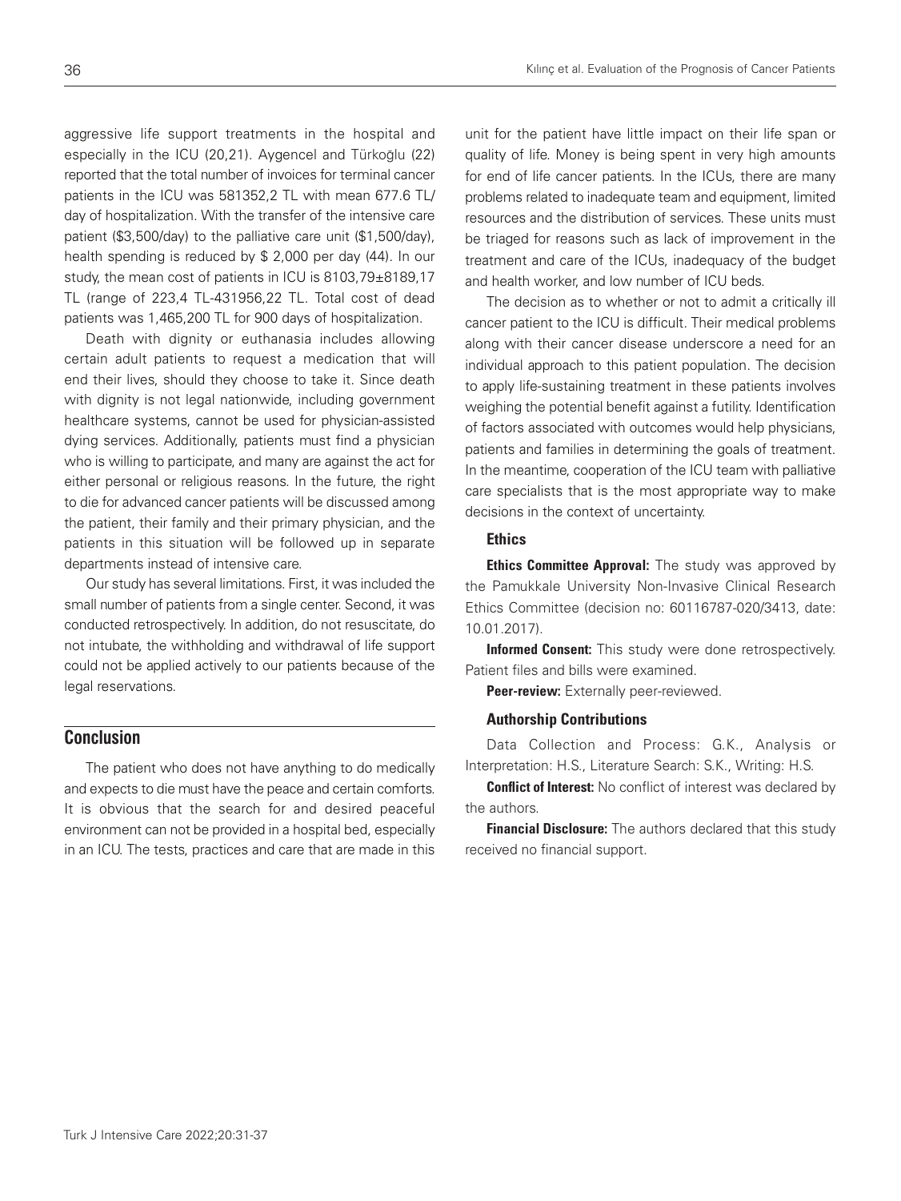aggressive life support treatments in the hospital and especially in the ICU (20,21). Aygencel and Türkoğlu (22) reported that the total number of invoices for terminal cancer patients in the ICU was 581352,2 TL with mean 677.6 TL/day of hospitalization. With the transfer of the intensive care patient ($3,500/day) to the palliative care unit ($1,500/day), health spending is reduced by $ 2,000 per day (44). In our study, the mean cost of patients in ICU is 8103,79±8189,17 TL (range of 223,4 TL-431956,22 TL. Total cost of dead patients was 1,465,200 TL for 900 days of hospitalization.

Death with dignity or euthanasia includes allowing certain adult patients to request a medication that will end their lives, should they choose to take it. Since death with dignity is not legal nationwide, including government healthcare systems, cannot be used for physician-assisted dying services. Additionally, patients must find a physician who is willing to participate, and many are against the act for either personal or religious reasons. In the future, the right to die for advanced cancer patients will be discussed among the patient, their family and their primary physician, and the patients in this situation will be followed up in separate departments instead of intensive care.

Our study has several limitations. First, it was included the small number of patients from a single center. Second, it was conducted retrospectively. In addition, do not resuscitate, do not intubate, the withholding and withdrawal of life support could not be applied actively to our patients because of the legal reservations.

## Conclusion

The patient who does not have anything to do medically and expects to die must have the peace and certain comforts. It is obvious that the search for and desired peaceful environment can not be provided in a hospital bed, especially in an ICU. The tests, practices and care that are made in this unit for the patient have little impact on their life span or quality of life. Money is being spent in very high amounts for end of life cancer patients. In the ICUs, there are many problems related to inadequate team and equipment, limited resources and the distribution of services. These units must be triaged for reasons such as lack of improvement in the treatment and care of the ICUs, inadequacy of the budget and health worker, and low number of ICU beds.

The decision as to whether or not to admit a critically ill cancer patient to the ICU is difficult. Their medical problems along with their cancer disease underscore a need for an individual approach to this patient population. The decision to apply life-sustaining treatment in these patients involves weighing the potential benefit against a futility. Identification of factors associated with outcomes would help physicians, patients and families in determining the goals of treatment. In the meantime, cooperation of the ICU team with palliative care specialists that is the most appropriate way to make decisions in the context of uncertainty.

### Ethics

**Ethics Committee Approval:** The study was approved by the Pamukkale University Non-Invasive Clinical Research Ethics Committee (decision no: 60116787-020/3413, date: 10.01.2017).

**Informed Consent:** This study were done retrospectively. Patient files and bills were examined.

**Peer-review:** Externally peer-reviewed.

### Authorship Contributions

Data Collection and Process: G.K., Analysis or Interpretation: H.S., Literature Search: S.K., Writing: H.S.

**Conflict of Interest:** No conflict of interest was declared by the authors.

**Financial Disclosure:** The authors declared that this study received no financial support.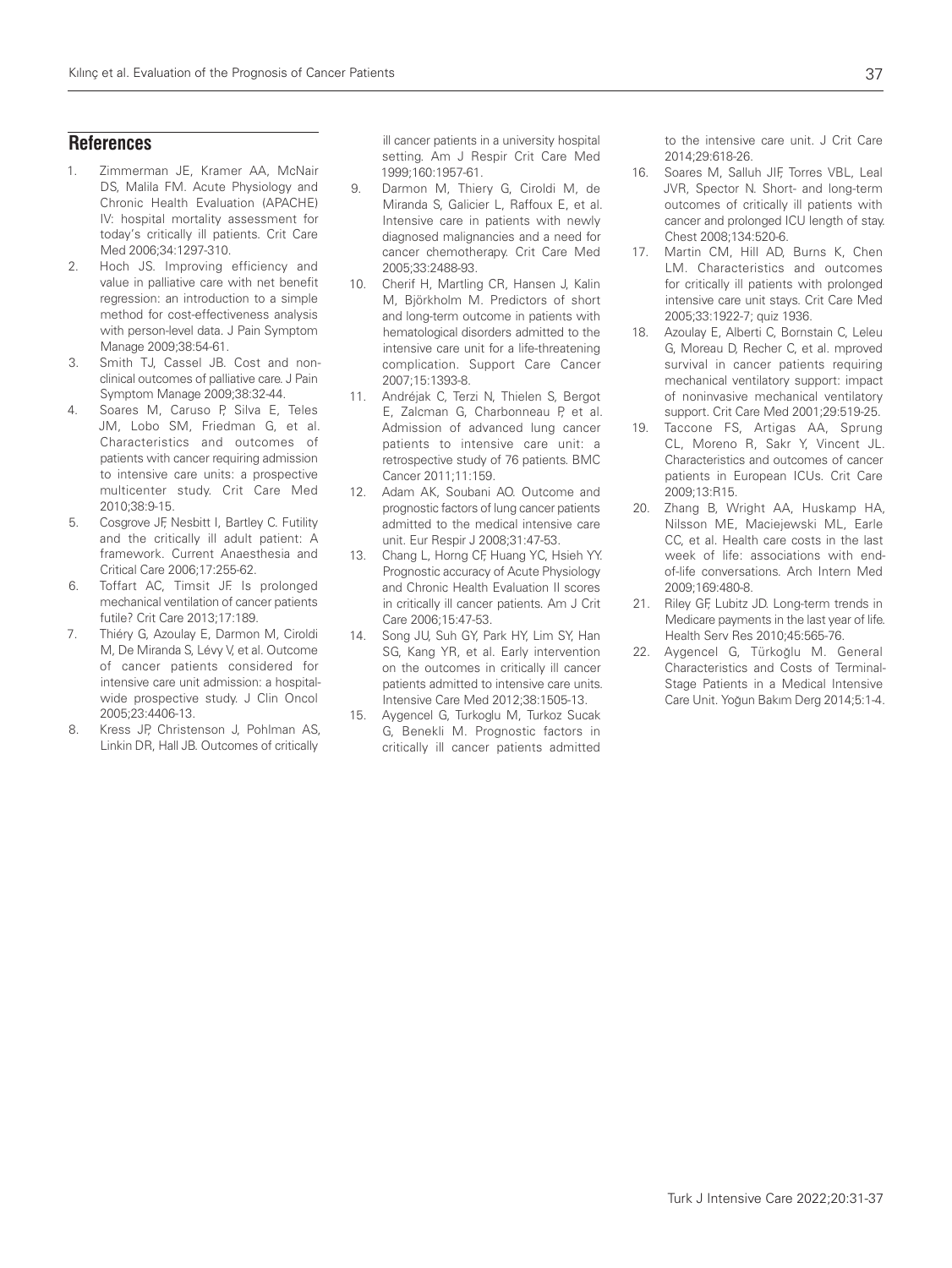## References

1. Zimmerman JE, Kramer AA, McNair DS, Malila FM. Acute Physiology and Chronic Health Evaluation (APACHE) IV: hospital mortality assessment for today's critically ill patients. Crit Care Med 2006;34:1297-310.
2. Hoch JS. Improving efficiency and value in palliative care with net benefit regression: an introduction to a simple method for cost-effectiveness analysis with person-level data. J Pain Symptom Manage 2009;38:54-61.
3. Smith TJ, Cassel JB. Cost and non-clinical outcomes of palliative care. J Pain Symptom Manage 2009;38:32-44.
4. Soares M, Caruso P, Silva E, Teles JM, Lobo SM, Friedman G, et al. Characteristics and outcomes of patients with cancer requiring admission to intensive care units: a prospective multicenter study. Crit Care Med 2010;38:9-15.
5. Cosgrove JF, Nesbitt I, Bartley C. Futility and the critically ill adult patient: A framework. Current Anaesthesia and Critical Care 2006;17:255-62.
6. Toffart AC, Timsit JF. Is prolonged mechanical ventilation of cancer patients futile? Crit Care 2013;17:189.
7. Thiéry G, Azoulay E, Darmon M, Ciroldi M, De Miranda S, Lévy V, et al. Outcome of cancer patients considered for intensive care unit admission: a hospital-wide prospective study. J Clin Oncol 2005;23:4406-13.
8. Kress JP, Christenson J, Pohlman AS, Linkin DR, Hall JB. Outcomes of critically ill cancer patients in a university hospital setting. Am J Respir Crit Care Med 1999;160:1957-61.
9. Darmon M, Thiery G, Ciroldi M, de Miranda S, Galicier L, Raffoux E, et al. Intensive care in patients with newly diagnosed malignancies and a need for cancer chemotherapy. Crit Care Med 2005;33:2488-93.
10. Cherif H, Martling CR, Hansen J, Kalin M, Björkholm M. Predictors of short and long-term outcome in patients with hematological disorders admitted to the intensive care unit for a life-threatening complication. Support Care Cancer 2007;15:1393-8.
11. Andréjak C, Terzi N, Thielen S, Bergot E, Zalcman G, Charbonneau P, et al. Admission of advanced lung cancer patients to intensive care unit: a retrospective study of 76 patients. BMC Cancer 2011;11:159.
12. Adam AK, Soubani AO. Outcome and prognostic factors of lung cancer patients admitted to the medical intensive care unit. Eur Respir J 2008;31:47-53.
13. Chang L, Horng CF, Huang YC, Hsieh YY. Prognostic accuracy of Acute Physiology and Chronic Health Evaluation II scores in critically ill cancer patients. Am J Crit Care 2006;15:47-53.
14. Song JU, Suh GY, Park HY, Lim SY, Han SG, Kang YR, et al. Early intervention on the outcomes in critically ill cancer patients admitted to intensive care units. Intensive Care Med 2012;38:1505-13.
15. Aygencel G, Turkoglu M, Turkoz Sucak G, Benekli M. Prognostic factors in critically ill cancer patients admitted to the intensive care unit. J Crit Care 2014;29:618-26.
16. Soares M, Salluh JIF, Torres VBL, Leal JVR, Spector N. Short- and long-term outcomes of critically ill patients with cancer and prolonged ICU length of stay. Chest 2008;134:520-6.
17. Martin CM, Hill AD, Burns K, Chen LM. Characteristics and outcomes for critically ill patients with prolonged intensive care unit stays. Crit Care Med 2005;33:1922-7; quiz 1936.
18. Azoulay E, Alberti C, Bornstain C, Leleu G, Moreau D, Recher C, et al. mproved survival in cancer patients requiring mechanical ventilatory support: impact of noninvasive mechanical ventilatory support. Crit Care Med 2001;29:519-25.
19. Taccone FS, Artigas AA, Sprung CL, Moreno R, Sakr Y, Vincent JL. Characteristics and outcomes of cancer patients in European ICUs. Crit Care 2009;13:R15.
20. Zhang B, Wright AA, Huskamp HA, Nilsson ME, Maciejewski ML, Earle CC, et al. Health care costs in the last week of life: associations with end-of-life conversations. Arch Intern Med 2009;169:480-8.
21. Riley GF, Lubitz JD. Long-term trends in Medicare payments in the last year of life. Health Serv Res 2010;45:565-76.
22. Aygencel G, Türkoğlu M. General Characteristics and Costs of Terminal-Stage Patients in a Medical Intensive Care Unit. Yoğun Bakım Derg 2014;5:1-4.